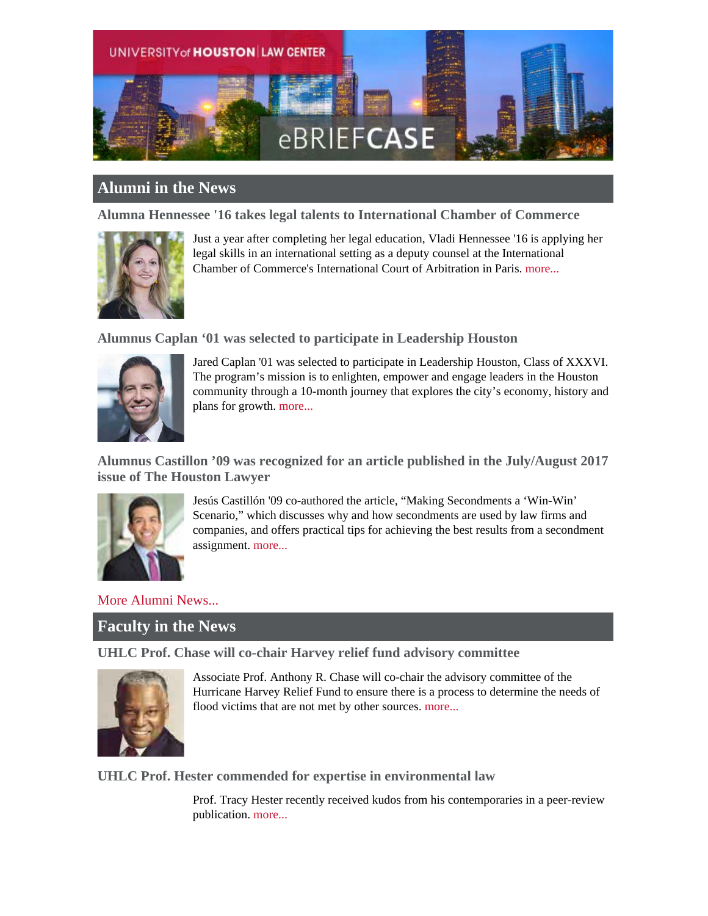UNIVERSITY of HOUSTON | LAW CENTER

eBRIEFCASE

## Alumni in the News

### Alumna Hennessee '16 takes legal talents to International Chamber of Commerce

Just a year after completing her legal education, Vladi Hennessee '16 is applying her legal skills in an international setting as a deputy counsel at the International Chamber of Commerce's International Court of Arbitration in Paris. more...

### Alumnus Caplan '01 was selected to participate in Leadership Houston

Jared Caplan '01 was selected to participate in Leadership Houston, Class of XXXVI. The program's mission is to enlighten, empower and engage leaders in the Houston community through a 10-month journey that explores the city's economy, history and plans for growth. more...

### Alumnus Castillon '09 was recognized for an article published in the July/August 2017 issue of The Houston Lawyer

Jesús Castillón '09 co-authored the article, "Making Secondments a 'Win-Win' Scenario," which discusses why and how secondments are used by law firms and companies, and offers practical tips for achieving the best results from a secondment assignment. more...

More Alumni News...

## Faculty in the News

### UHLC Prof. Chase will co-chair Harvey relief fund advisory committee

Associate Prof. Anthony R. Chase will co-chair the advisory committee of the Hurricane Harvey Relief Fund to ensure there is a process to determine the needs of flood victims that are not met by other sources. more...

### UHLC Prof. Hester commended for expertise in environmental law

Prof. Tracy Hester recently received kudos from his contemporaries in a peer-review publication. more...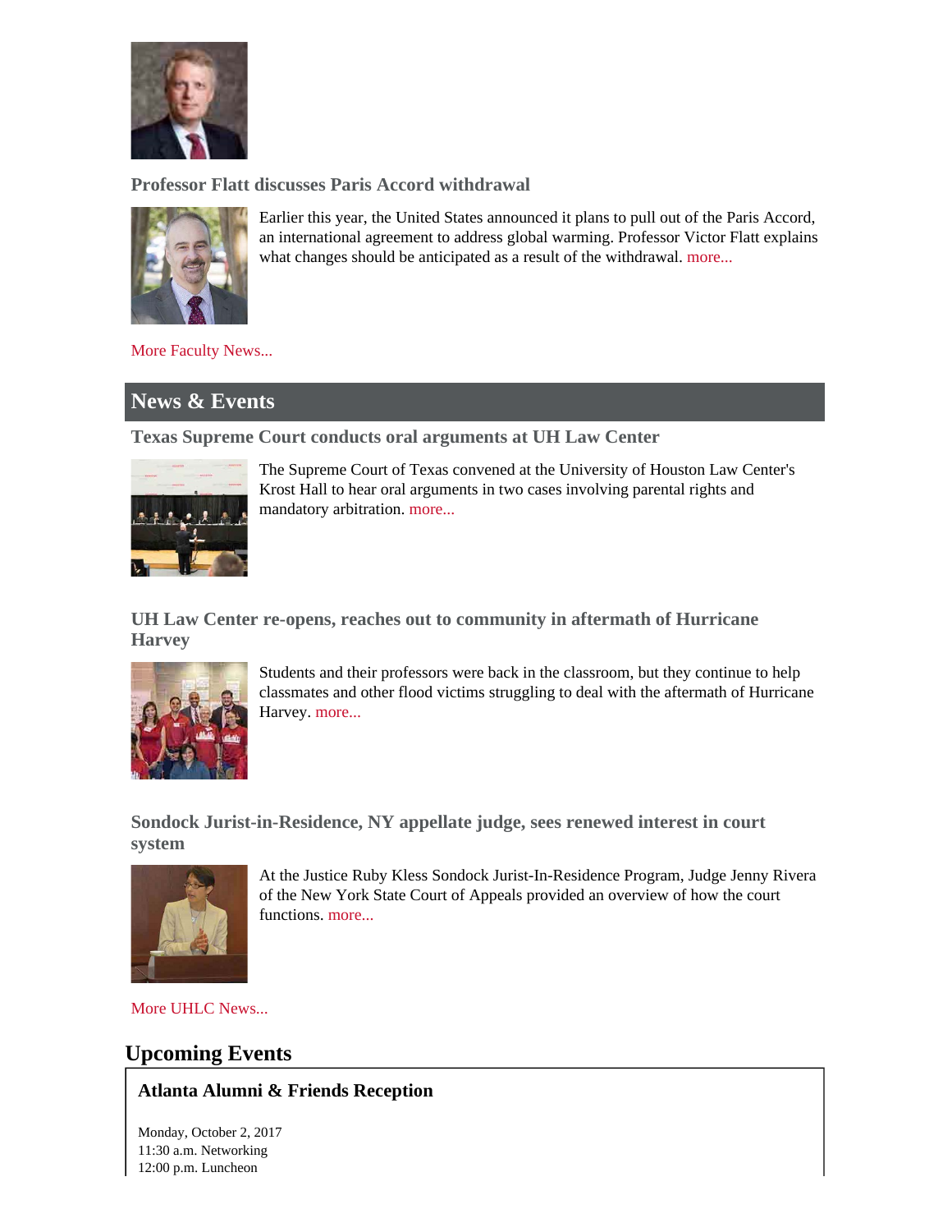### Professor Flatt discusses Paris Accord withdrawal

Earlier this year, the United States announced it plans to pull out of the Paris Accord, an international agreement to address global warming. Professor Victor Flatt explains what changes should be anticipated as a result of the withdrawal. more...

More Faculty News...

## News & Events

### Texas Supreme Court conducts oral arguments at UH Law Center

The Supreme Court of Texas convened at the University of Houston Law Center's Krost Hall to hear oral arguments in two cases involving parental rights and mandatory arbitration. more...

### UH Law Center re-opens, reaches out to community in aftermath of Hurricane Harvey

Students and their professors were back in the classroom, but they continue to help classmates and other flood victims struggling to deal with the aftermath of Hurricane Harvey. more...

### Sondock Jurist-in-Residence, NY appellate judge, sees renewed interest in court system

At the Justice Ruby Kless Sondock Jurist-In-Residence Program, Judge Jenny Rivera of the New York State Court of Appeals provided an overview of how the court functions. more...

More UHLC News...

## Upcoming Events

### Atlanta Alumni & Friends Reception

Monday, October 2, 2017
11:30 a.m. Networking
12:00 p.m. Luncheon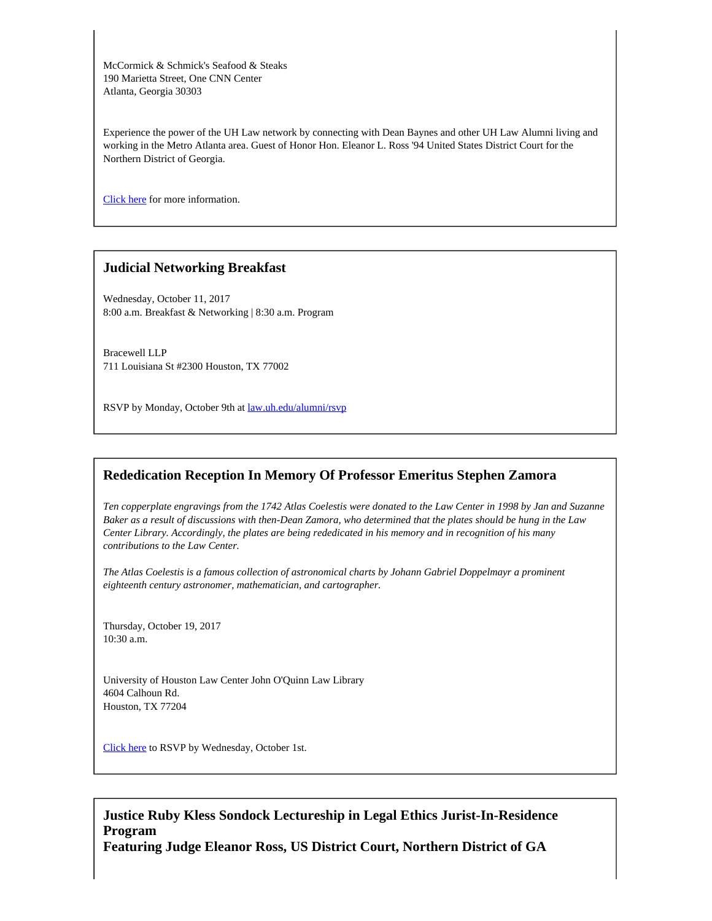McCormick & Schmick's Seafood & Steaks
190 Marietta Street, One CNN Center
Atlanta, Georgia 30303

Experience the power of the UH Law network by connecting with Dean Baynes and other UH Law Alumni living and working in the Metro Atlanta area. Guest of Honor Hon. Eleanor L. Ross '94 United States District Court for the Northern District of Georgia.

[Click here](#) for more information.

## Judicial Networking Breakfast

Wednesday, October 11, 2017
8:00 a.m. Breakfast & Networking | 8:30 a.m. Program

Bracewell LLP
711 Louisiana St #2300 Houston, TX 77002

RSVP by Monday, October 9th at [law.uh.edu/alumni/rsvp](#)

## Rededication Reception In Memory Of Professor Emeritus Stephen Zamora

*Ten copperplate engravings from the 1742 Atlas Coelestis were donated to the Law Center in 1998 by Jan and Suzanne Baker as a result of discussions with then-Dean Zamora, who determined that the plates should be hung in the Law Center Library. Accordingly, the plates are being rededicated in his memory and in recognition of his many contributions to the Law Center.*

*The Atlas Coelestis is a famous collection of astronomical charts by Johann Gabriel Doppelmayr a prominent eighteenth century astronomer, mathematician, and cartographer.*

Thursday, October 19, 2017
10:30 a.m.

University of Houston Law Center John O'Quinn Law Library
4604 Calhoun Rd.
Houston, TX 77204

[Click here](#) to RSVP by Wednesday, October 1st.

## Justice Ruby Kless Sondock Lectureship in Legal Ethics Jurist-In-Residence Program
## Featuring Judge Eleanor Ross, US District Court, Northern District of GA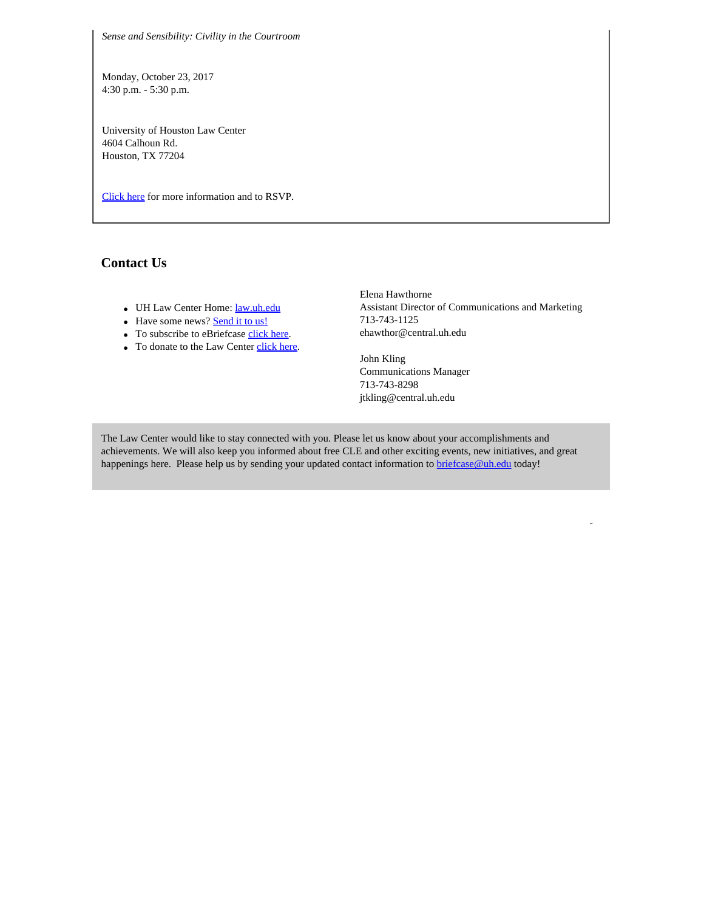*Sense and Sensibility: Civility in the Courtroom*

Monday, October 23, 2017
4:30 p.m. - 5:30 p.m.

University of Houston Law Center
4604 Calhoun Rd.
Houston, TX 77204

Click here for more information and to RSVP.

## Contact Us

- UH Law Center Home: law.uh.edu
- Have some news? Send it to us!
- To subscribe to eBriefcase click here.
- To donate to the Law Center click here.

Elena Hawthorne
Assistant Director of Communications and Marketing
713-743-1125
ehawthor@central.uh.edu

John Kling
Communications Manager
713-743-8298
jtkling@central.uh.edu

The Law Center would like to stay connected with you. Please let us know about your accomplishments and achievements. We will also keep you informed about free CLE and other exciting events, new initiatives, and great happenings here. Please help us by sending your updated contact information to briefcase@uh.edu today!